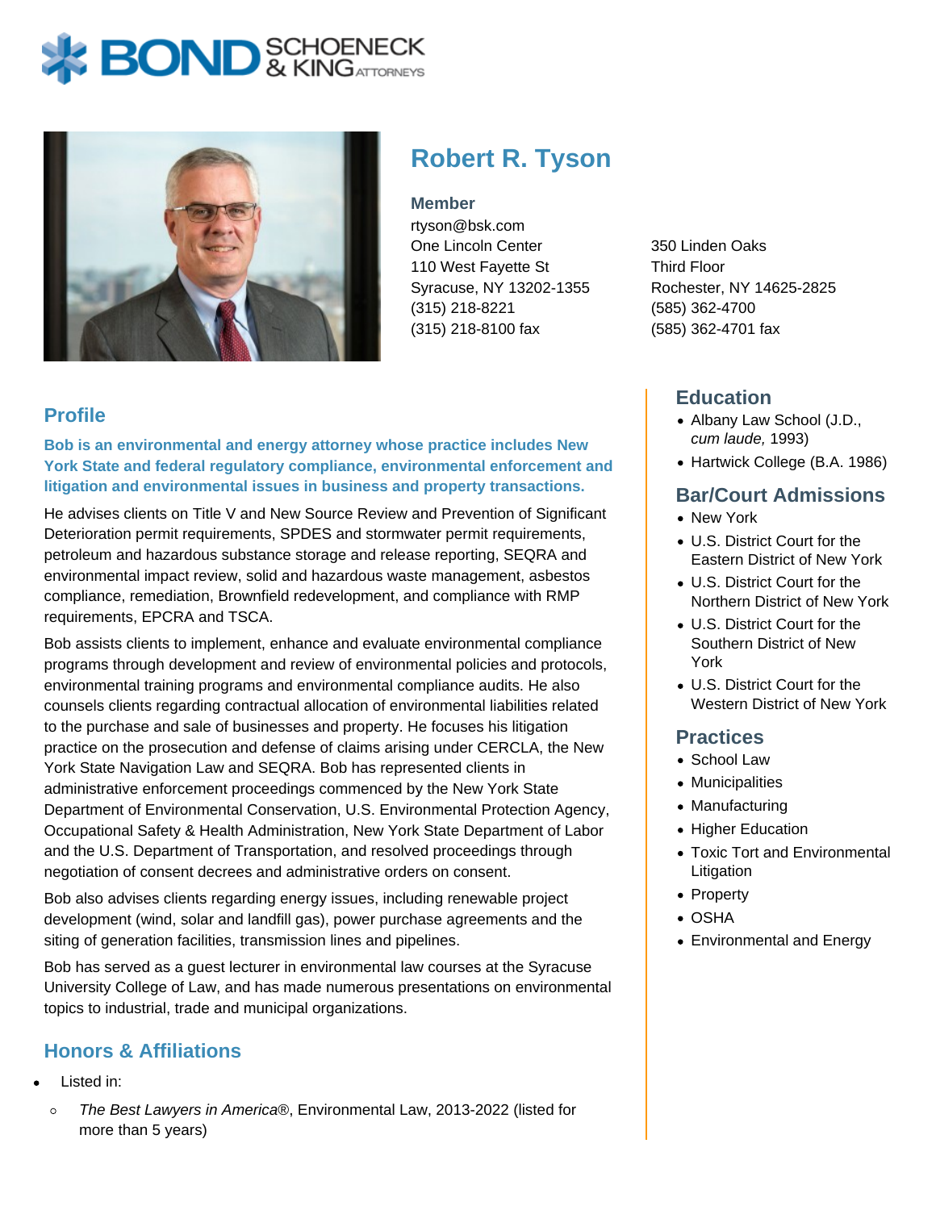# Robert R. Tyson

**Member**

rtyson@bsk.com

One Lincoln Center
110 West Fayette St
Syracuse, NY 13202-1355
(315) 218-8221
(315) 218-8100 fax

350 Linden Oaks
Third Floor
Rochester, NY 14625-2825
(585) 362-4700
(585) 362-4701 fax

## Profile

**Bob is an environmental and energy attorney whose practice includes New York State and federal regulatory compliance, environmental enforcement and litigation and environmental issues in business and property transactions.**

He advises clients on Title V and New Source Review and Prevention of Significant Deterioration permit requirements, SPDES and stormwater permit requirements, petroleum and hazardous substance storage and release reporting, SEQRA and environmental impact review, solid and hazardous waste management, asbestos compliance, remediation, Brownfield redevelopment, and compliance with RMP requirements, EPCRA and TSCA.

Bob assists clients to implement, enhance and evaluate environmental compliance programs through development and review of environmental policies and protocols, environmental training programs and environmental compliance audits. He also counsels clients regarding contractual allocation of environmental liabilities related to the purchase and sale of businesses and property. He focuses his litigation practice on the prosecution and defense of claims arising under CERCLA, the New York State Navigation Law and SEQRA. Bob has represented clients in administrative enforcement proceedings commenced by the New York State Department of Environmental Conservation, U.S. Environmental Protection Agency, Occupational Safety & Health Administration, New York State Department of Labor and the U.S. Department of Transportation, and resolved proceedings through negotiation of consent decrees and administrative orders on consent.

Bob also advises clients regarding energy issues, including renewable project development (wind, solar and landfill gas), power purchase agreements and the siting of generation facilities, transmission lines and pipelines.

Bob has served as a guest lecturer in environmental law courses at the Syracuse University College of Law, and has made numerous presentations on environmental topics to industrial, trade and municipal organizations.

## Honors & Affiliations

- Listed in:
  - *The Best Lawyers in America*®, Environmental Law, 2013-2022 (listed for more than 5 years)

## Education

- Albany Law School (J.D., *cum laude,* 1993)
- Hartwick College (B.A. 1986)

## Bar/Court Admissions

- New York
- U.S. District Court for the Eastern District of New York
- U.S. District Court for the Northern District of New York
- U.S. District Court for the Southern District of New York
- U.S. District Court for the Western District of New York

## Practices

- School Law
- Municipalities
- Manufacturing
- Higher Education
- Toxic Tort and Environmental Litigation
- Property
- OSHA
- Environmental and Energy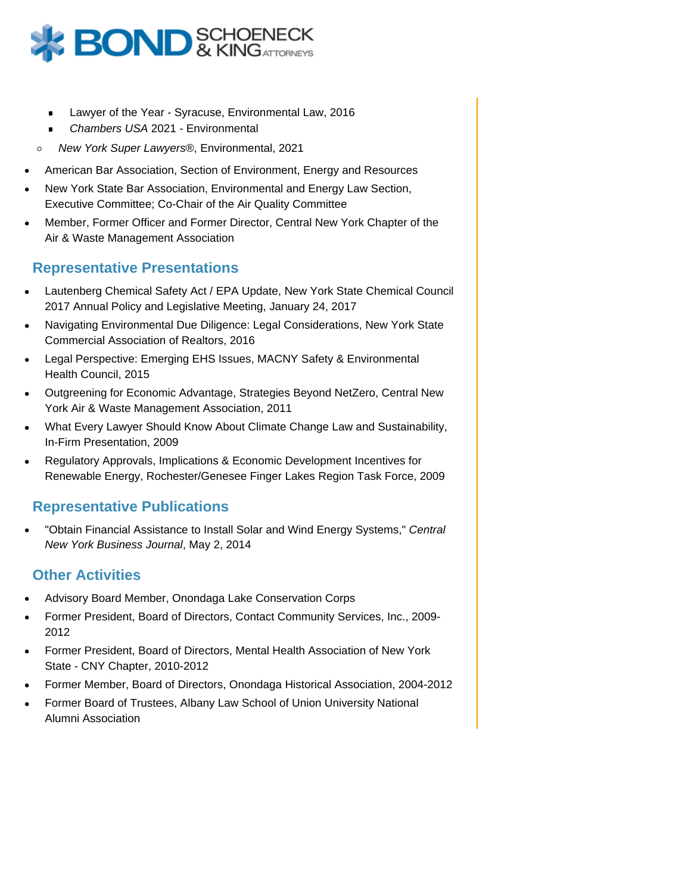- Lawyer of the Year - Syracuse, Environmental Law, 2016
        - *Chambers USA* 2021 - Environmental
    - *New York Super Lawyers®*, Environmental, 2021
- American Bar Association, Section of Environment, Energy and Resources
- New York State Bar Association, Environmental and Energy Law Section, Executive Committee; Co-Chair of the Air Quality Committee
- Member, Former Officer and Former Director, Central New York Chapter of the Air & Waste Management Association

## Representative Presentations

- Lautenberg Chemical Safety Act / EPA Update, New York State Chemical Council 2017 Annual Policy and Legislative Meeting, January 24, 2017
- Navigating Environmental Due Diligence: Legal Considerations, New York State Commercial Association of Realtors, 2016
- Legal Perspective: Emerging EHS Issues, MACNY Safety & Environmental Health Council, 2015
- Outgreening for Economic Advantage, Strategies Beyond NetZero, Central New York Air & Waste Management Association, 2011
- What Every Lawyer Should Know About Climate Change Law and Sustainability, In-Firm Presentation, 2009
- Regulatory Approvals, Implications & Economic Development Incentives for Renewable Energy, Rochester/Genesee Finger Lakes Region Task Force, 2009

## Representative Publications

- "Obtain Financial Assistance to Install Solar and Wind Energy Systems," *Central New York Business Journal*, May 2, 2014

## Other Activities

- Advisory Board Member, Onondaga Lake Conservation Corps
- Former President, Board of Directors, Contact Community Services, Inc., 2009-2012
- Former President, Board of Directors, Mental Health Association of New York State - CNY Chapter, 2010-2012
- Former Member, Board of Directors, Onondaga Historical Association, 2004-2012
- Former Board of Trustees, Albany Law School of Union University National Alumni Association